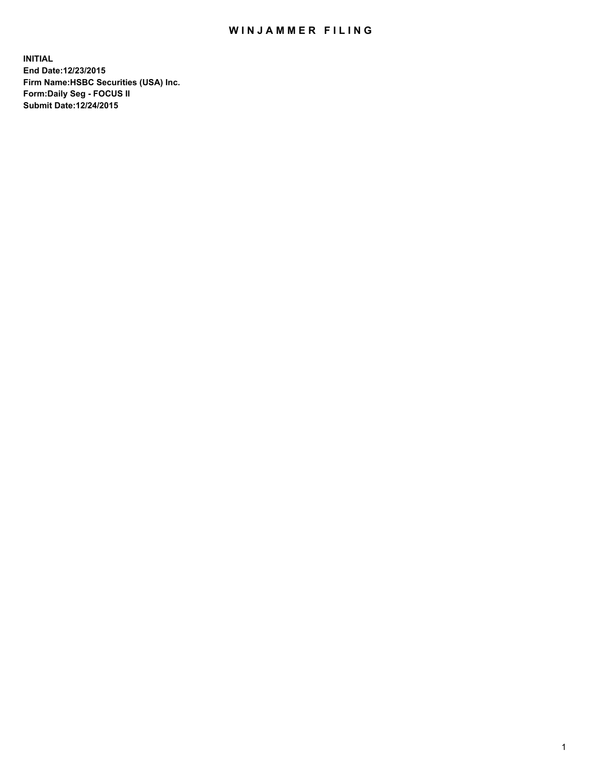# WINJAMMER FILING

**INITIAL**
**End Date:12/23/2015**
**Firm Name:HSBC Securities (USA) Inc.**
**Form:Daily Seg - FOCUS II**
**Submit Date:12/24/2015**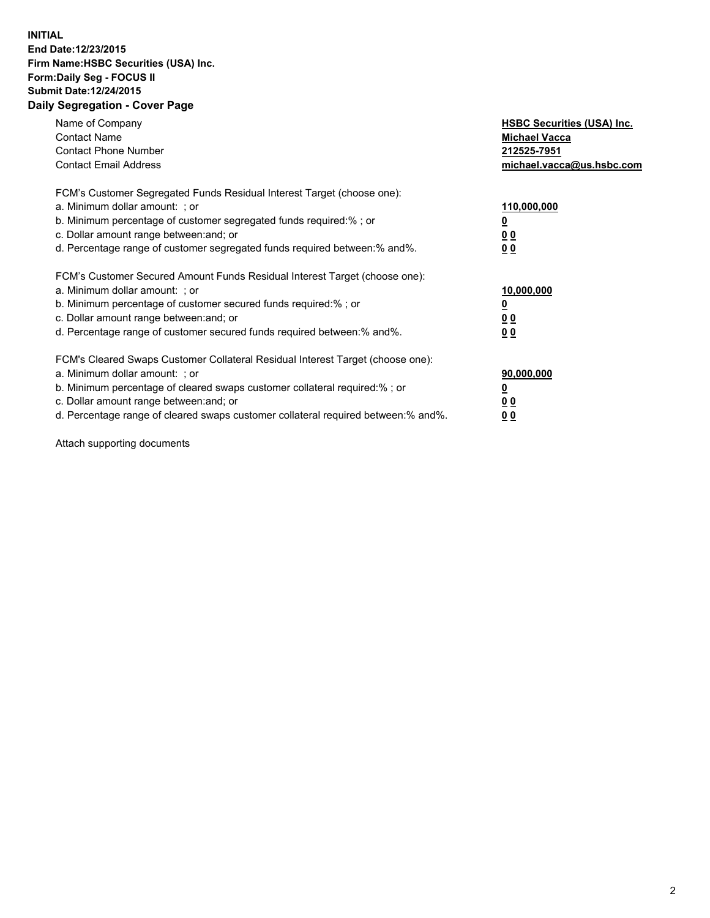**INITIAL**
**End Date:12/23/2015**
**Firm Name:HSBC Securities (USA) Inc.**
**Form:Daily Seg - FOCUS II**
**Submit Date:12/24/2015**

## Daily Segregation - Cover Page

| | |
|---|---|
| Name of Company | **HSBC Securities (USA) Inc.** |
| Contact Name | **Michael Vacca** |
| Contact Phone Number | **212525-7951** |
| Contact Email Address | **michael.vacca@us.hsbc.com** |

| | |
|---|---|
| FCM's Customer Segregated Funds Residual Interest Target (choose one): | |
| a. Minimum dollar amount: ; or | **110,000,000** |
| b. Minimum percentage of customer segregated funds required:% ; or | **0** |
| c. Dollar amount range between:and; or | **0 0** |
| d. Percentage range of customer segregated funds required between:% and%. | **0 0** |

| | |
|---|---|
| FCM's Customer Secured Amount Funds Residual Interest Target (choose one): | |
| a. Minimum dollar amount: ; or | **10,000,000** |
| b. Minimum percentage of customer secured funds required:% ; or | **0** |
| c. Dollar amount range between:and; or | **0 0** |
| d. Percentage range of customer secured funds required between:% and%. | **0 0** |

| | |
|---|---|
| FCM's Cleared Swaps Customer Collateral Residual Interest Target (choose one): | |
| a. Minimum dollar amount: ; or | **90,000,000** |
| b. Minimum percentage of cleared swaps customer collateral required:% ; or | **0** |
| c. Dollar amount range between:and; or | **0 0** |
| d. Percentage range of cleared swaps customer collateral required between:% and%. | **0 0** |

Attach supporting documents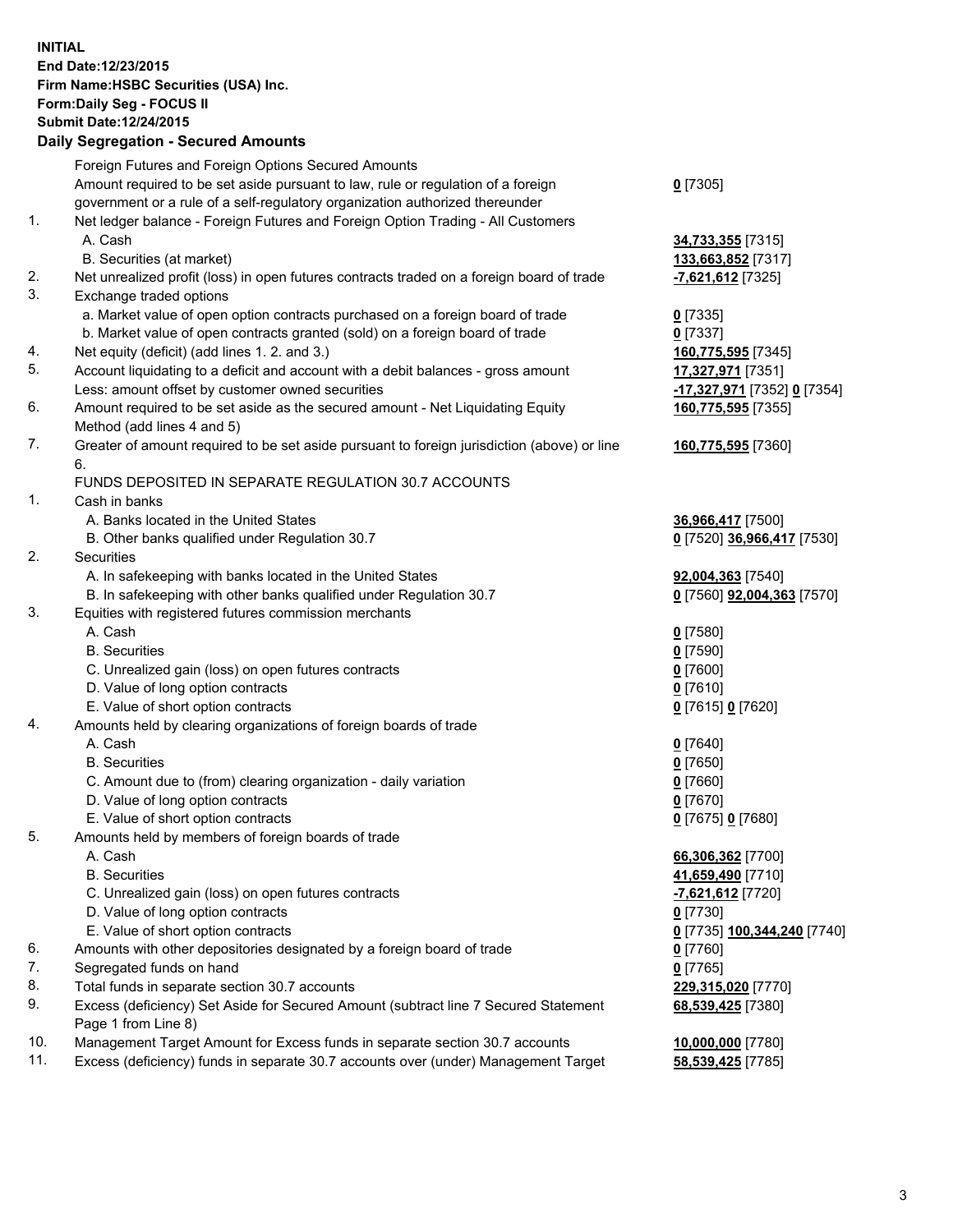**INITIAL**
**End Date:12/23/2015**
**Firm Name:HSBC Securities (USA) Inc.**
**Form:Daily Seg - FOCUS II**
**Submit Date:12/24/2015**

## Daily Segregation - Secured Amounts

| | | |
|---|---|---|
| | Foreign Futures and Foreign Options Secured Amounts | |
| | Amount required to be set aside pursuant to law, rule or regulation of a foreign government or a rule of a self-regulatory organization authorized thereunder | **0** [7305] |
| 1. | Net ledger balance - Foreign Futures and Foreign Option Trading - All Customers | |
| | A. Cash | **34,733,355** [7315] |
| | B. Securities (at market) | **133,663,852** [7317] |
| 2. | Net unrealized profit (loss) in open futures contracts traded on a foreign board of trade | **-7,621,612** [7325] |
| 3. | Exchange traded options | |
| | a. Market value of open option contracts purchased on a foreign board of trade | **0** [7335] |
| | b. Market value of open contracts granted (sold) on a foreign board of trade | **0** [7337] |
| 4. | Net equity (deficit) (add lines 1. 2. and 3.) | **160,775,595** [7345] |
| 5. | Account liquidating to a deficit and account with a debit balances - gross amount | **17,327,971** [7351] |
| | Less: amount offset by customer owned securities | **-17,327,971** [7352] **0** [7354] |
| 6. | Amount required to be set aside as the secured amount - Net Liquidating Equity Method (add lines 4 and 5) | **160,775,595** [7355] |
| 7. | Greater of amount required to be set aside pursuant to foreign jurisdiction (above) or line 6. | **160,775,595** [7360] |
| | FUNDS DEPOSITED IN SEPARATE REGULATION 30.7 ACCOUNTS | |
| 1. | Cash in banks | |
| | A. Banks located in the United States | **36,966,417** [7500] |
| | B. Other banks qualified under Regulation 30.7 | **0** [7520] **36,966,417** [7530] |
| 2. | Securities | |
| | A. In safekeeping with banks located in the United States | **92,004,363** [7540] |
| | B. In safekeeping with other banks qualified under Regulation 30.7 | **0** [7560] **92,004,363** [7570] |
| 3. | Equities with registered futures commission merchants | |
| | A. Cash | **0** [7580] |
| | B. Securities | **0** [7590] |
| | C. Unrealized gain (loss) on open futures contracts | **0** [7600] |
| | D. Value of long option contracts | **0** [7610] |
| | E. Value of short option contracts | **0** [7615] **0** [7620] |
| 4. | Amounts held by clearing organizations of foreign boards of trade | |
| | A. Cash | **0** [7640] |
| | B. Securities | **0** [7650] |
| | C. Amount due to (from) clearing organization - daily variation | **0** [7660] |
| | D. Value of long option contracts | **0** [7670] |
| | E. Value of short option contracts | **0** [7675] **0** [7680] |
| 5. | Amounts held by members of foreign boards of trade | |
| | A. Cash | **66,306,362** [7700] |
| | B. Securities | **41,659,490** [7710] |
| | C. Unrealized gain (loss) on open futures contracts | **-7,621,612** [7720] |
| | D. Value of long option contracts | **0** [7730] |
| | E. Value of short option contracts | **0** [7735] **100,344,240** [7740] |
| 6. | Amounts with other depositories designated by a foreign board of trade | **0** [7760] |
| 7. | Segregated funds on hand | **0** [7765] |
| 8. | Total funds in separate section 30.7 accounts | **229,315,020** [7770] |
| 9. | Excess (deficiency) Set Aside for Secured Amount (subtract line 7 Secured Statement Page 1 from Line 8) | **68,539,425** [7380] |
| 10. | Management Target Amount for Excess funds in separate section 30.7 accounts | **10,000,000** [7780] |
| 11. | Excess (deficiency) funds in separate 30.7 accounts over (under) Management Target | **58,539,425** [7785] |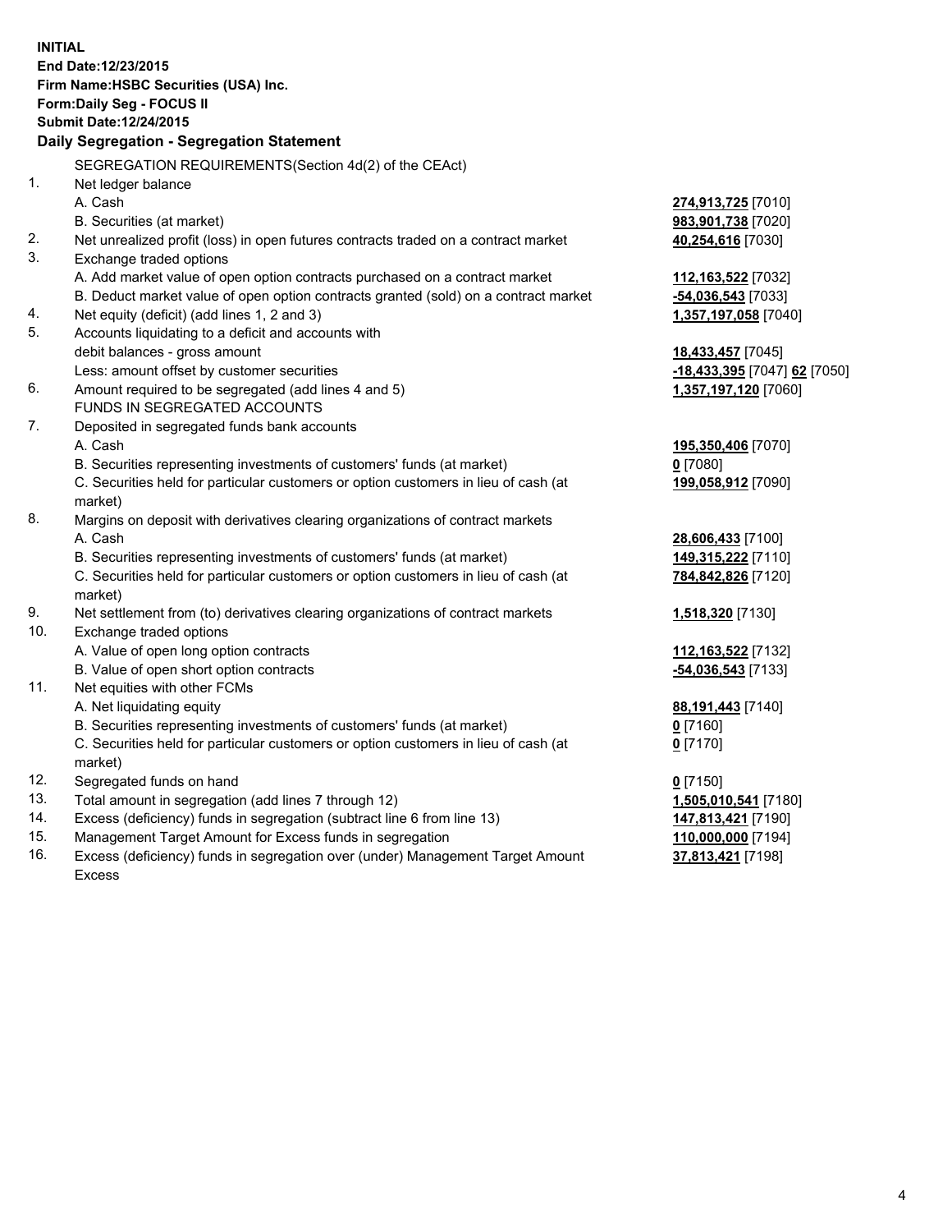**INITIAL**
**End Date:12/23/2015**
**Firm Name:HSBC Securities (USA) Inc.**
**Form:Daily Seg - FOCUS II**
**Submit Date:12/24/2015**

## Daily Segregation - Segregation Statement

SEGREGATION REQUIREMENTS(Section 4d(2) of the CEAct)

| | | |
|---|---|---|
| 1. | Net ledger balance | |
| | A. Cash | **274,913,725** [7010] |
| | B. Securities (at market) | **983,901,738** [7020] |
| 2. | Net unrealized profit (loss) in open futures contracts traded on a contract market | **40,254,616** [7030] |
| 3. | Exchange traded options | |
| | A. Add market value of open option contracts purchased on a contract market | **112,163,522** [7032] |
| | B. Deduct market value of open option contracts granted (sold) on a contract market | **-54,036,543** [7033] |
| 4. | Net equity (deficit) (add lines 1, 2 and 3) | **1,357,197,058** [7040] |
| 5. | Accounts liquidating to a deficit and accounts with | |
| | debit balances - gross amount | **18,433,457** [7045] |
| | Less: amount offset by customer securities | **-18,433,395** [7047] **62** [7050] |
| 6. | Amount required to be segregated (add lines 4 and 5) | **1,357,197,120** [7060] |
| | FUNDS IN SEGREGATED ACCOUNTS | |
| 7. | Deposited in segregated funds bank accounts | |
| | A. Cash | **195,350,406** [7070] |
| | B. Securities representing investments of customers' funds (at market) | **0** [7080] |
| | C. Securities held for particular customers or option customers in lieu of cash (at market) | **199,058,912** [7090] |
| 8. | Margins on deposit with derivatives clearing organizations of contract markets | |
| | A. Cash | **28,606,433** [7100] |
| | B. Securities representing investments of customers' funds (at market) | **149,315,222** [7110] |
| | C. Securities held for particular customers or option customers in lieu of cash (at market) | **784,842,826** [7120] |
| 9. | Net settlement from (to) derivatives clearing organizations of contract markets | **1,518,320** [7130] |
| 10. | Exchange traded options | |
| | A. Value of open long option contracts | **112,163,522** [7132] |
| | B. Value of open short option contracts | **-54,036,543** [7133] |
| 11. | Net equities with other FCMs | |
| | A. Net liquidating equity | **88,191,443** [7140] |
| | B. Securities representing investments of customers' funds (at market) | **0** [7160] |
| | C. Securities held for particular customers or option customers in lieu of cash (at market) | **0** [7170] |
| 12. | Segregated funds on hand | **0** [7150] |
| 13. | Total amount in segregation (add lines 7 through 12) | **1,505,010,541** [7180] |
| 14. | Excess (deficiency) funds in segregation (subtract line 6 from line 13) | **147,813,421** [7190] |
| 15. | Management Target Amount for Excess funds in segregation | **110,000,000** [7194] |
| 16. | Excess (deficiency) funds in segregation over (under) Management Target Amount Excess | **37,813,421** [7198] |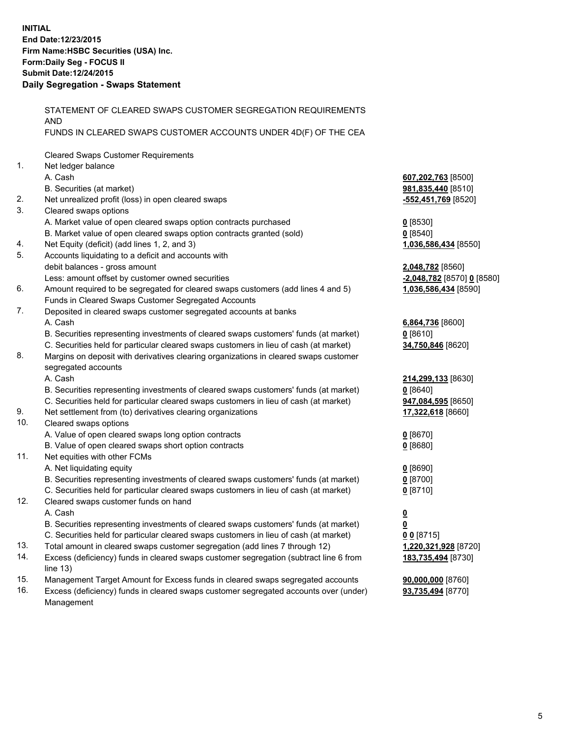**INITIAL**
**End Date:12/23/2015**
**Firm Name:HSBC Securities (USA) Inc.**
**Form:Daily Seg - FOCUS II**
**Submit Date:12/24/2015**
**Daily Segregation - Swaps Statement**

STATEMENT OF CLEARED SWAPS CUSTOMER SEGREGATION REQUIREMENTS AND FUNDS IN CLEARED SWAPS CUSTOMER ACCOUNTS UNDER 4D(F) OF THE CEA

| | | |
|---|---|---|
| | Cleared Swaps Customer Requirements | |
| 1. | Net ledger balance | |
| | A. Cash | **607,202,763** [8500] |
| | B. Securities (at market) | **981,835,440** [8510] |
| 2. | Net unrealized profit (loss) in open cleared swaps | **-552,451,769** [8520] |
| 3. | Cleared swaps options | |
| | A. Market value of open cleared swaps option contracts purchased | **0** [8530] |
| | B. Market value of open cleared swaps option contracts granted (sold) | **0** [8540] |
| 4. | Net Equity (deficit) (add lines 1, 2, and 3) | **1,036,586,434** [8550] |
| 5. | Accounts liquidating to a deficit and accounts with debit balances - gross amount | **2,048,782** [8560] |
| | Less: amount offset by customer owned securities | **-2,048,782** [8570] **0** [8580] |
| 6. | Amount required to be segregated for cleared swaps customers (add lines 4 and 5) | **1,036,586,434** [8590] |
| | Funds in Cleared Swaps Customer Segregated Accounts | |
| 7. | Deposited in cleared swaps customer segregated accounts at banks | |
| | A. Cash | **6,864,736** [8600] |
| | B. Securities representing investments of cleared swaps customers' funds (at market) | **0** [8610] |
| | C. Securities held for particular cleared swaps customers in lieu of cash (at market) | **34,750,846** [8620] |
| 8. | Margins on deposit with derivatives clearing organizations in cleared swaps customer segregated accounts | |
| | A. Cash | **214,299,133** [8630] |
| | B. Securities representing investments of cleared swaps customers' funds (at market) | **0** [8640] |
| | C. Securities held for particular cleared swaps customers in lieu of cash (at market) | **947,084,595** [8650] |
| 9. | Net settlement from (to) derivatives clearing organizations | **17,322,618** [8660] |
| 10. | Cleared swaps options | |
| | A. Value of open cleared swaps long option contracts | **0** [8670] |
| | B. Value of open cleared swaps short option contracts | **0** [8680] |
| 11. | Net equities with other FCMs | |
| | A. Net liquidating equity | **0** [8690] |
| | B. Securities representing investments of cleared swaps customers' funds (at market) | **0** [8700] |
| | C. Securities held for particular cleared swaps customers in lieu of cash (at market) | **0** [8710] |
| 12. | Cleared swaps customer funds on hand | |
| | A. Cash | **0** |
| | B. Securities representing investments of cleared swaps customers' funds (at market) | **0** |
| | C. Securities held for particular cleared swaps customers in lieu of cash (at market) | **0** **0** [8715] |
| 13. | Total amount in cleared swaps customer segregation (add lines 7 through 12) | **1,220,321,928** [8720] |
| 14. | Excess (deficiency) funds in cleared swaps customer segregation (subtract line 6 from line 13) | **183,735,494** [8730] |
| 15. | Management Target Amount for Excess funds in cleared swaps segregated accounts | **90,000,000** [8760] |
| 16. | Excess (deficiency) funds in cleared swaps customer segregated accounts over (under) Management | **93,735,494** [8770] |